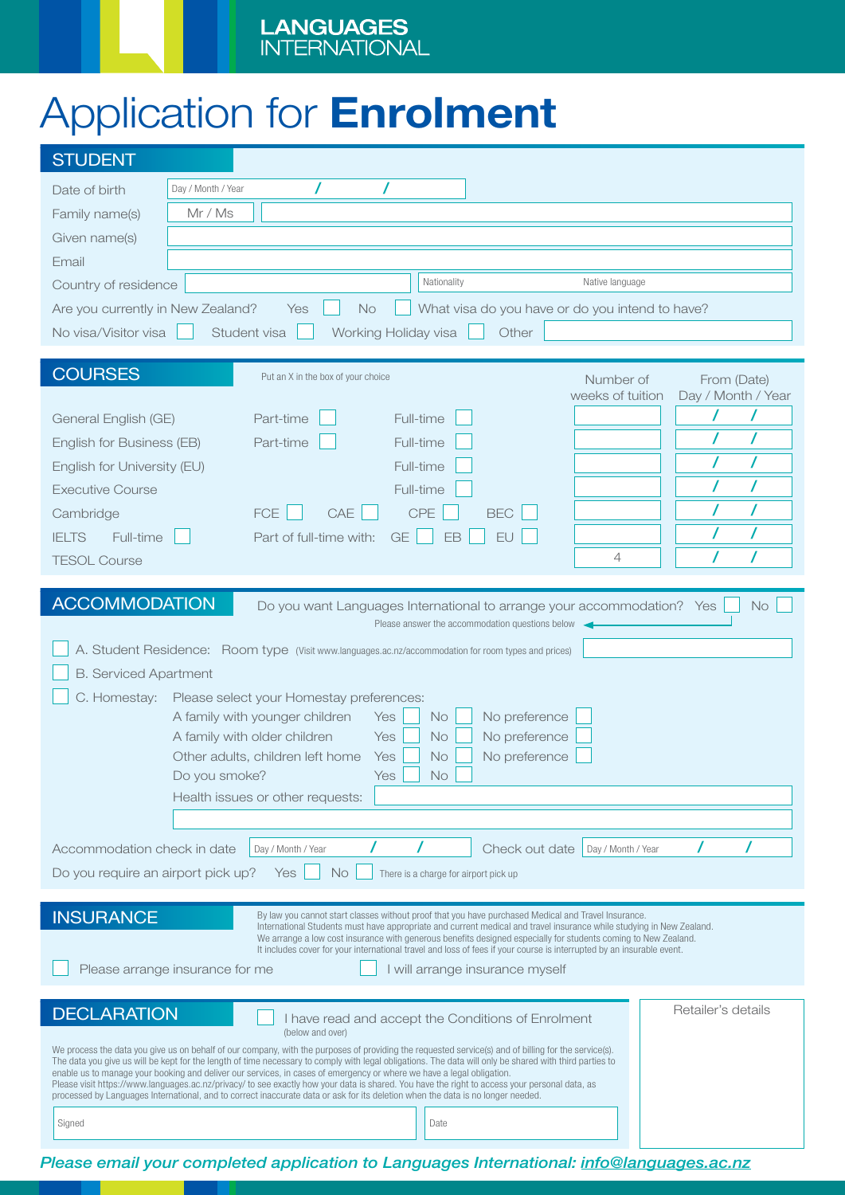LANGUAGES INTERNATIONAL

# Application for **Enrolment**

## STUDENT

Date of birth: Day / Month / Year ___ / ___ / ___

Family name(s): Mr / Ms ______

Given name(s): ______

Email: ______

Country of residence: ______ Nationality ______ Native language ______

Are you currently in New Zealand? Yes ☐ No ☐ What visa do you have or do you intend to have?

No visa/Visitor visa ☐ Student visa ☐ Working Holiday visa ☐ Other ______

## COURSES

Put an X in the box of your choice

| | | | | | Number of weeks of tuition | From (Date) Day / Month / Year |
|---|---|---|---|---|---|---|
| General English (GE) | Part-time ☐ | Full-time ☐ | | | | / / |
| English for Business (EB) | Part-time ☐ | Full-time ☐ | | | | / / |
| English for University (EU) | | Full-time ☐ | | | | / / |
| Executive Course | | Full-time ☐ | | | | / / |
| Cambridge | FCE ☐ | CAE ☐ | CPE ☐ | BEC ☐ | | / / |
| IELTS Full-time ☐ | Part of full-time with: | GE ☐ | EB ☐ | EU ☐ | | / / |
| TESOL Course | | | | | 4 | / / |

## ACCOMMODATION

Do you want Languages International to arrange your accommodation? Yes ☐ No ☐

Please answer the accommodation questions below

☐ A. Student Residence: Room type (Visit www.languages.ac.nz/accommodation for room types and prices) ______

☐ B. Serviced Apartment

☐ C. Homestay: Please select your Homestay preferences:

| | | | |
|---|---|---|---|
| A family with younger children | Yes ☐ | No ☐ | No preference ☐ |
| A family with older children | Yes ☐ | No ☐ | No preference ☐ |
| Other adults, children left home | Yes ☐ | No ☐ | No preference ☐ |
| Do you smoke? | Yes ☐ | No ☐ | |

Health issues or other requests: ______

Accommodation check in date: Day / Month / Year ___ / ___ / ___ Check out date: Day / Month / Year ___ / ___ / ___

Do you require an airport pick up? Yes ☐ No ☐ There is a charge for airport pick up

## INSURANCE

By law you cannot start classes without proof that you have purchased Medical and Travel Insurance. International Students must have appropriate and current medical and travel insurance while studying in New Zealand. We arrange a low cost insurance with generous benefits designed especially for students coming to New Zealand. It includes cover for your international travel and loss of fees if your course is interrupted by an insurable event.

☐ Please arrange insurance for me ☐ I will arrange insurance myself

## DECLARATION

☐ I have read and accept the Conditions of Enrolment (below and over)

We process the data you give us on behalf of our company, with the purposes of providing the requested service(s) and of billing for the service(s). The data you give us will be kept for the length of time necessary to comply with legal obligations. The data will only be shared with third parties to enable us to manage your booking and deliver our services, in cases of emergency or where we have a legal obligation. Please visit https://www.languages.ac.nz/privacy/ to see exactly how your data is shared. You have the right to access your personal data, as processed by Languages International, and to correct inaccurate data or ask for its deletion when the data is no longer needed.

Signed ______ Date ______

Retailer's details

***Please email your completed application to Languages International: info@languages.ac.nz***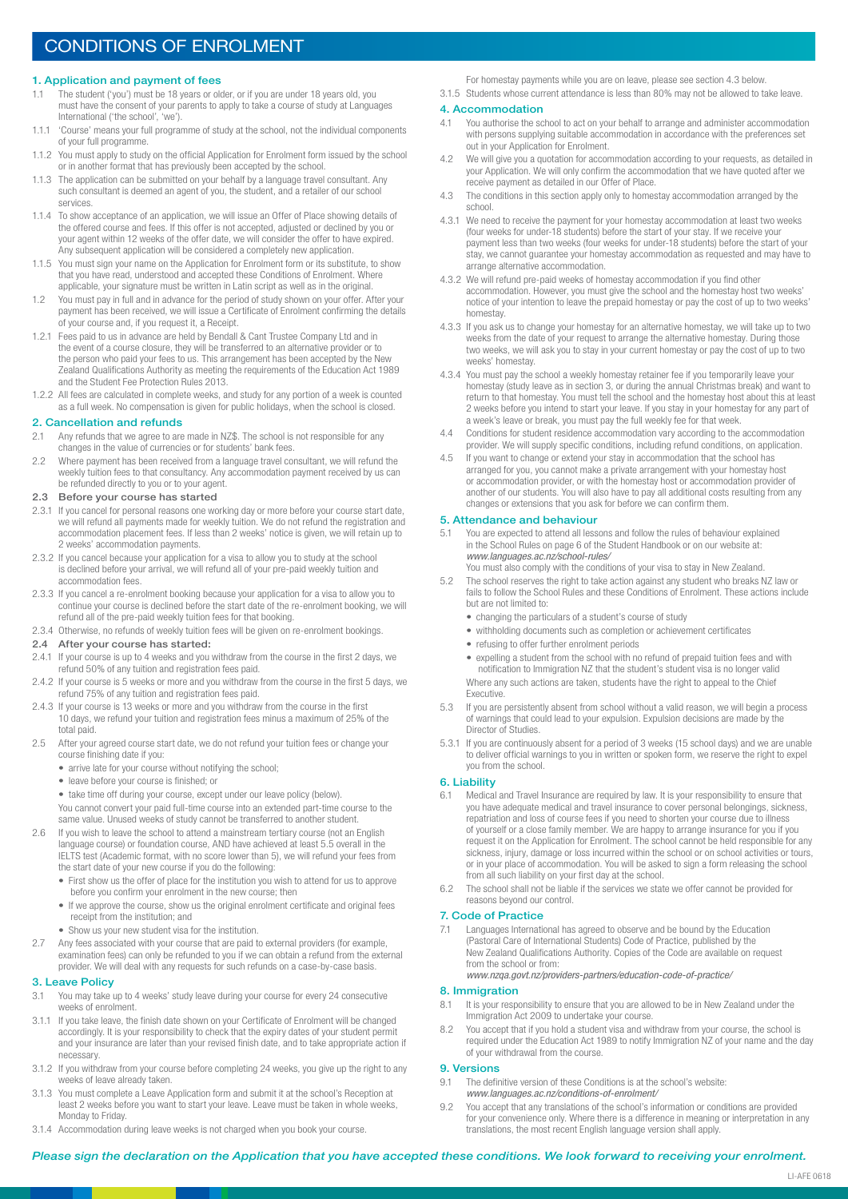# CONDITIONS OF ENROLMENT

## 1. Application and payment of fees

1.1 The student ('you') must be 18 years or older, or if you are under 18 years old, you must have the consent of your parents to apply to take a course of study at Languages International ('the school', 'we').

1.1.1 'Course' means your full programme of study at the school, not the individual components of your full programme.

1.1.2 You must apply to study on the official Application for Enrolment form issued by the school or in another format that has previously been accepted by the school.

1.1.3 The application can be submitted on your behalf by a language travel consultant. Any such consultant is deemed an agent of you, the student, and a retailer of our school services.

1.1.4 To show acceptance of an application, we will issue an Offer of Place showing details of the offered course and fees. If this offer is not accepted, adjusted or declined by you or your agent within 12 weeks of the offer date, we will consider the offer to have expired. Any subsequent application will be considered a completely new application.

1.1.5 You must sign your name on the Application for Enrolment form or its substitute, to show that you have read, understood and accepted these Conditions of Enrolment. Where applicable, your signature must be written in Latin script as well as in the original.

1.2 You must pay in full and in advance for the period of study shown on your offer. After your payment has been received, we will issue a Certificate of Enrolment confirming the details of your course and, if you request it, a Receipt.

1.2.1 Fees paid to us in advance are held by Bendall & Cant Trustee Company Ltd and in the event of a course closure, they will be transferred to an alternative provider or to the person who paid your fees to us. This arrangement has been accepted by the New Zealand Qualifications Authority as meeting the requirements of the Education Act 1989 and the Student Fee Protection Rules 2013.

1.2.2 All fees are calculated in complete weeks, and study for any portion of a week is counted as a full week. No compensation is given for public holidays, when the school is closed.

## 2. Cancellation and refunds

2.1 Any refunds that we agree to are made in NZ$. The school is not responsible for any changes in the value of currencies or for students' bank fees.

2.2 Where payment has been received from a language travel consultant, we will refund the weekly tuition fees to that consultancy. Any accommodation payment received by us can be refunded directly to you or to your agent.

### 2.3 Before your course has started

2.3.1 If you cancel for personal reasons one working day or more before your course start date, we will refund all payments made for weekly tuition. We do not refund the registration and accommodation placement fees. If less than 2 weeks' notice is given, we will retain up to 2 weeks' accommodation payments.

2.3.2 If you cancel because your application for a visa to allow you to study at the school is declined before your arrival, we will refund all of your pre-paid weekly tuition and accommodation fees.

2.3.3 If you cancel a re-enrolment booking because your application for a visa to allow you to continue your course is declined before the start date of the re-enrolment booking, we will refund all of the pre-paid weekly tuition fees for that booking.

2.3.4 Otherwise, no refunds of weekly tuition fees will be given on re-enrolment bookings.

### 2.4 After your course has started:

2.4.1 If your course is up to 4 weeks and you withdraw from the course in the first 2 days, we refund 50% of any tuition and registration fees paid.

2.4.2 If your course is 5 weeks or more and you withdraw from the course in the first 5 days, we refund 75% of any tuition and registration fees paid.

2.4.3 If your course is 13 weeks or more and you withdraw from the course in the first 10 days, we refund your tuition and registration fees minus a maximum of 25% of the total paid.

2.5 After your agreed course start date, we do not refund your tuition fees or change your course finishing date if you:

- arrive late for your course without notifying the school;
- leave before your course is finished; or
- take time off during your course, except under our leave policy (below).

You cannot convert your paid full-time course into an extended part-time course to the same value. Unused weeks of study cannot be transferred to another student.

2.6 If you wish to leave the school to attend a mainstream tertiary course (not an English language course) or foundation course, AND have achieved at least 5.5 overall in the IELTS test (Academic format, with no score lower than 5), we will refund your fees from the start date of your new course if you do the following:

- First show us the offer of place for the institution you wish to attend for us to approve before you confirm your enrolment in the new course; then
- If we approve the course, show us the original enrolment certificate and original fees receipt from the institution; and
- Show us your new student visa for the institution.

2.7 Any fees associated with your course that are paid to external providers (for example, examination fees) can only be refunded to you if we can obtain a refund from the external provider. We will deal with any requests for such refunds on a case-by-case basis.

## 3. Leave Policy

3.1 You may take up to 4 weeks' study leave during your course for every 24 consecutive weeks of enrolment.

3.1.1 If you take leave, the finish date shown on your Certificate of Enrolment will be changed accordingly. It is your responsibility to check that the expiry dates of your student permit and your insurance are later than your revised finish date, and to take appropriate action if necessary.

3.1.2 If you withdraw from your course before completing 24 weeks, you give up the right to any weeks of leave already taken.

3.1.3 You must complete a Leave Application form and submit it at the school's Reception at least 2 weeks before you want to start your leave. Leave must be taken in whole weeks, Monday to Friday.

3.1.4 Accommodation during leave weeks is not charged when you book your course. For homestay payments while you are on leave, please see section 4.3 below.

3.1.5 Students whose current attendance is less than 80% may not be allowed to take leave.

## 4. Accommodation

4.1 You authorise the school to act on your behalf to arrange and administer accommodation with persons supplying suitable accommodation in accordance with the preferences set out in your Application for Enrolment.

4.2 We will give you a quotation for accommodation according to your requests, as detailed in your Application. We will only confirm the accommodation that we have quoted after we receive payment as detailed in our Offer of Place.

4.3 The conditions in this section apply only to homestay accommodation arranged by the school.

4.3.1 We need to receive the payment for your homestay accommodation at least two weeks (four weeks for under-18 students) before the start of your stay. If we receive your payment less than two weeks (four weeks for under-18 students) before the start of your stay, we cannot guarantee your homestay accommodation as requested and may have to arrange alternative accommodation.

4.3.2 We will refund pre-paid weeks of homestay accommodation if you find other accommodation. However, you must give the school and the homestay host two weeks' notice of your intention to leave the prepaid homestay or pay the cost of up to two weeks' homestay.

4.3.3 If you ask us to change your homestay for an alternative homestay, we will take up to two weeks from the date of your request to arrange the alternative homestay. During those two weeks, we will ask you to stay in your current homestay or pay the cost of up to two weeks' homestay.

4.3.4 You must pay the school a weekly homestay retainer fee if you temporarily leave your homestay (study leave as in section 3, or during the annual Christmas break) and want to return to that homestay. You must tell the school and the homestay host about this at least 2 weeks before you intend to start your leave. If you stay in your homestay for any part of a week's leave or break, you must pay the full weekly fee for that week.

4.4 Conditions for student residence accommodation vary according to the accommodation provider. We will supply specific conditions, including refund conditions, on application.

4.5 If you want to change or extend your stay in accommodation that the school has arranged for you, you cannot make a private arrangement with your homestay host or accommodation provider, or with the homestay host or accommodation provider of another of our students. You will also have to pay all additional costs resulting from any changes or extensions that you ask for before we can confirm them.

## 5. Attendance and behaviour

5.1 You are expected to attend all lessons and follow the rules of behaviour explained in the School Rules on page 6 of the Student Handbook or on our website at: *www.languages.ac.nz/school-rules/*

You must also comply with the conditions of your student visa to stay in New Zealand.

5.2 The school reserves the right to take action against any student who breaks NZ law or fails to follow the School Rules and these Conditions of Enrolment. These actions include but are not limited to:

- changing the particulars of a student's course of study
- withholding documents such as completion or achievement certificates
- refusing to offer further enrolment periods
- expelling a student from the school with no refund of prepaid tuition fees and with notification to Immigration NZ that the student's student visa is no longer valid

Where any such actions are taken, students have the right to appeal to the Chief Executive.

5.3 If you are persistently absent from school without a valid reason, we will begin a process of warnings that could lead to your expulsion. Expulsion decisions are made by the Director of Studies.

5.3.1 If you are continuously absent for a period of 3 weeks (15 school days) and we are unable to deliver official warnings to you in written or spoken form, we reserve the right to expel you from the school.

## 6. Liability

6.1 Medical and Travel Insurance are required by law. It is your responsibility to ensure that you have adequate medical and travel insurance to cover personal belongings, sickness, repatriation and loss of course fees if you need to shorten your course due to illness of yourself or a close family member. We are happy to arrange insurance for you if you request it on the Application for Enrolment. The school cannot be held responsible for any sickness, injury, damage or loss incurred within the school or on school activities or tours, or in your place of accommodation. You will be asked to sign a form releasing the school from all such liability on your first day at the school.

6.2 The school shall not be liable if the services we state we offer cannot be provided for reasons beyond our control.

## 7. Code of Practice

7.1 Languages International has agreed to observe and be bound by the Education (Pastoral Care of International Students) Code of Practice, published by the New Zealand Qualifications Authority. Copies of the Code are available on request from the school or from:
*www.nzqa.govt.nz/providers-partners/education-code-of-practice/*

## 8. Immigration

8.1 It is your responsibility to ensure that you are allowed to be in New Zealand under the Immigration Act 2009 to undertake your course.

8.2 You accept that if you hold a student visa and withdraw from your course, the school is required under the Education Act 1989 to notify Immigration NZ of your name and the day of your withdrawal from the course.

## 9. Versions

9.1 The definitive version of these Conditions is at the school's website: *www.languages.ac.nz/conditions-of-enrolment/*

9.2 You accept that any translations of the school's information or conditions are provided for your convenience only. Where there is a difference in meaning or interpretation in any translations, the most recent English language version shall apply.

***Please sign the declaration on the Application that you have accepted these conditions. We look forward to receiving your enrolment.***

LI-AFE 0618